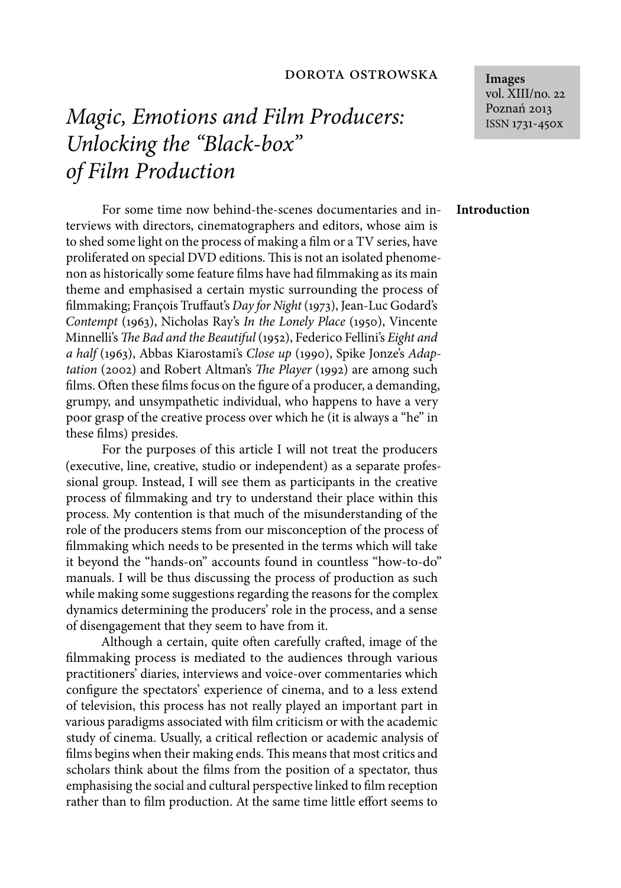DOROTA OSTROWSKA

# *Magic, Emotions and Film Producers: Unlocking the "Black-box" of Film Production*

Images
vol. XIII/no. 22
Poznań 2013
ISSN 1731-450x

## Introduction

For some time now behind-the-scenes documentaries and interviews with directors, cinematographers and editors, whose aim is to shed some light on the process of making a film or a TV series, have proliferated on special DVD editions. This is not an isolated phenomenon as historically some feature films have had filmmaking as its main theme and emphasised a certain mystic surrounding the process of filmmaking; François Truffaut's *Day for Night* (1973), Jean-Luc Godard's *Contempt* (1963), Nicholas Ray's *In the Lonely Place* (1950), Vincente Minnelli's *The Bad and the Beautiful* (1952), Federico Fellini's *Eight and a half* (1963), Abbas Kiarostami's *Close up* (1990), Spike Jonze's *Adaptation* (2002) and Robert Altman's *The Player* (1992) are among such films. Often these films focus on the figure of a producer, a demanding, grumpy, and unsympathetic individual, who happens to have a very poor grasp of the creative process over which he (it is always a "he" in these films) presides.

For the purposes of this article I will not treat the producers (executive, line, creative, studio or independent) as a separate professional group. Instead, I will see them as participants in the creative process of filmmaking and try to understand their place within this process. My contention is that much of the misunderstanding of the role of the producers stems from our misconception of the process of filmmaking which needs to be presented in the terms which will take it beyond the "hands-on" accounts found in countless "how-to-do" manuals. I will be thus discussing the process of production as such while making some suggestions regarding the reasons for the complex dynamics determining the producers' role in the process, and a sense of disengagement that they seem to have from it.

Although a certain, quite often carefully crafted, image of the filmmaking process is mediated to the audiences through various practitioners' diaries, interviews and voice-over commentaries which configure the spectators' experience of cinema, and to a less extend of television, this process has not really played an important part in various paradigms associated with film criticism or with the academic study of cinema. Usually, a critical reflection or academic analysis of films begins when their making ends. This means that most critics and scholars think about the films from the position of a spectator, thus emphasising the social and cultural perspective linked to film reception rather than to film production. At the same time little effort seems to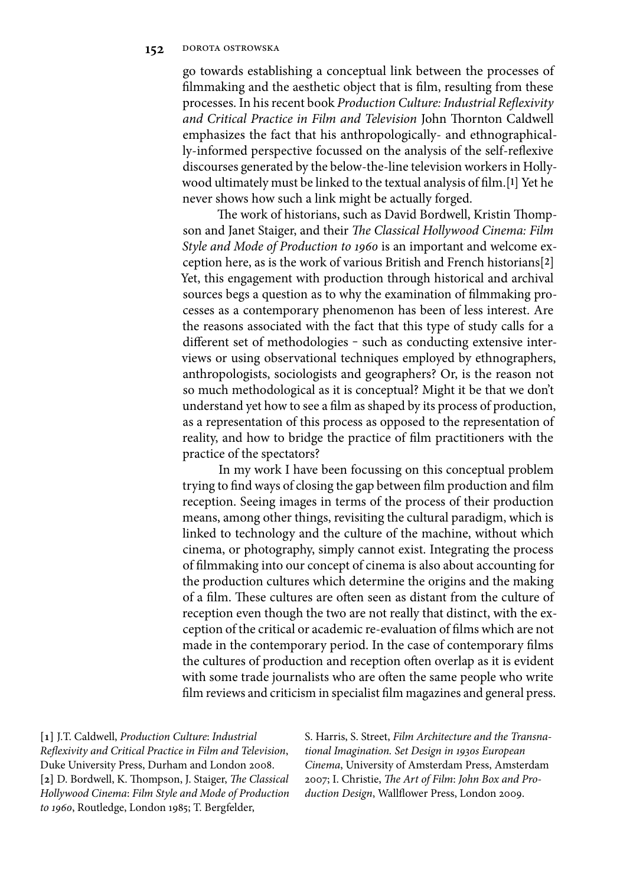go towards establishing a conceptual link between the processes of filmmaking and the aesthetic object that is film, resulting from these processes. In his recent book *Production Culture: Industrial Reflexivity and Critical Practice in Film and Television* John Thornton Caldwell emphasizes the fact that his anthropologically- and ethnographically-informed perspective focussed on the analysis of the self-reflexive discourses generated by the below-the-line television workers in Hollywood ultimately must be linked to the textual analysis of film.[1] Yet he never shows how such a link might be actually forged.

The work of historians, such as David Bordwell, Kristin Thompson and Janet Staiger, and their *The Classical Hollywood Cinema: Film Style and Mode of Production to 1960* is an important and welcome exception here, as is the work of various British and French historians[2] Yet, this engagement with production through historical and archival sources begs a question as to why the examination of filmmaking processes as a contemporary phenomenon has been of less interest. Are the reasons associated with the fact that this type of study calls for a different set of methodologies - such as conducting extensive interviews or using observational techniques employed by ethnographers, anthropologists, sociologists and geographers? Or, is the reason not so much methodological as it is conceptual? Might it be that we don't understand yet how to see a film as shaped by its process of production, as a representation of this process as opposed to the representation of reality, and how to bridge the practice of film practitioners with the practice of the spectators?

In my work I have been focussing on this conceptual problem trying to find ways of closing the gap between film production and film reception. Seeing images in terms of the process of their production means, among other things, revisiting the cultural paradigm, which is linked to technology and the culture of the machine, without which cinema, or photography, simply cannot exist. Integrating the process of filmmaking into our concept of cinema is also about accounting for the production cultures which determine the origins and the making of a film. These cultures are often seen as distant from the culture of reception even though the two are not really that distinct, with the exception of the critical or academic re-evaluation of films which are not made in the contemporary period. In the case of contemporary films the cultures of production and reception often overlap as it is evident with some trade journalists who are often the same people who write film reviews and criticism in specialist film magazines and general press.

[1] J.T. Caldwell, *Production Culture: Industrial Reflexivity and Critical Practice in Film and Television*, Duke University Press, Durham and London 2008.
[2] D. Bordwell, K. Thompson, J. Staiger, *The Classical Hollywood Cinema: Film Style and Mode of Production to 1960*, Routledge, London 1985; T. Bergfelder, S. Harris, S. Street, *Film Architecture and the Transnational Imagination. Set Design in 1930s European Cinema*, University of Amsterdam Press, Amsterdam 2007; I. Christie, *The Art of Film: John Box and Production Design*, Wallflower Press, London 2009.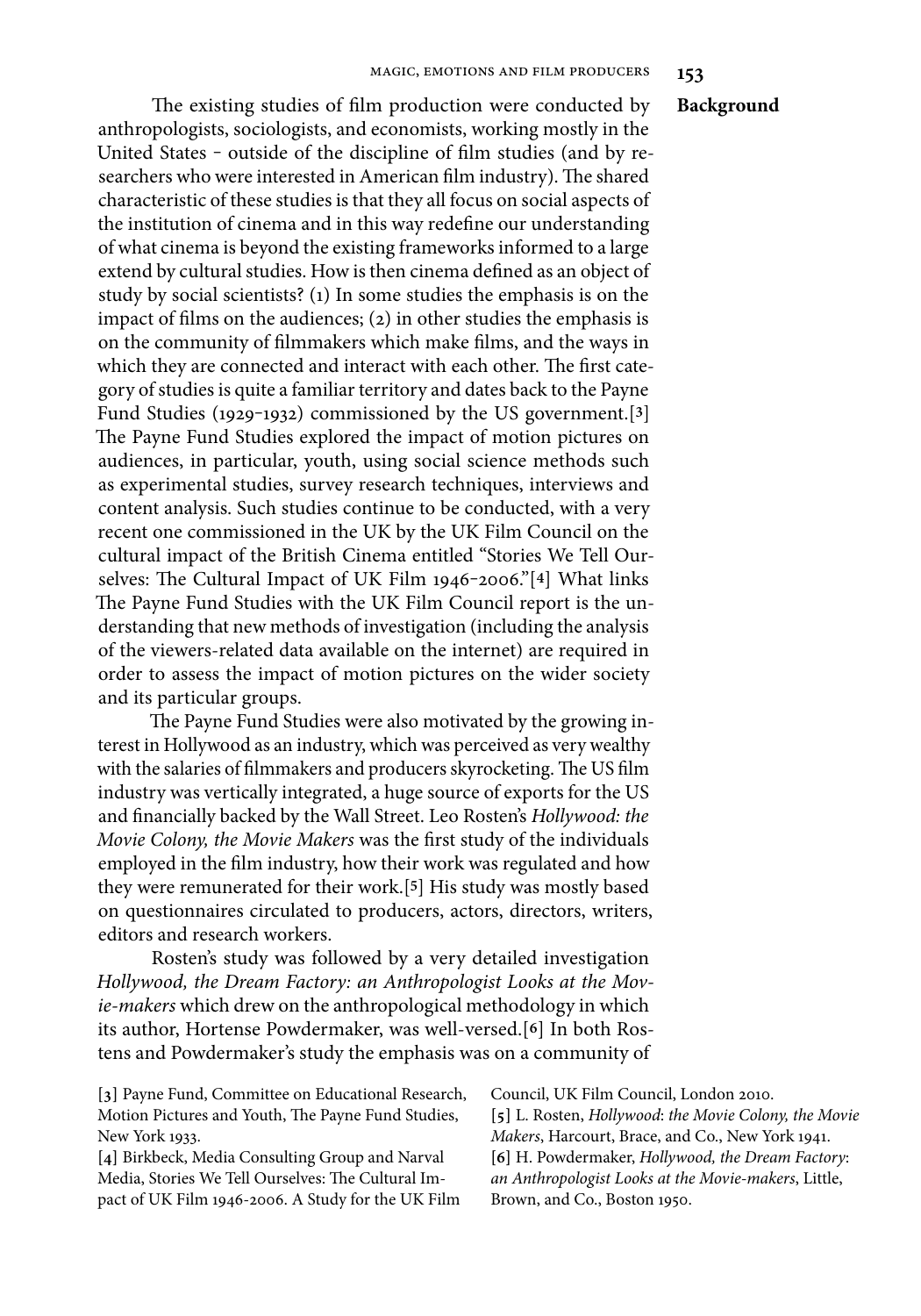## Background

The existing studies of film production were conducted by anthropologists, sociologists, and economists, working mostly in the United States – outside of the discipline of film studies (and by researchers who were interested in American film industry). The shared characteristic of these studies is that they all focus on social aspects of the institution of cinema and in this way redefine our understanding of what cinema is beyond the existing frameworks informed to a large extend by cultural studies. How is then cinema defined as an object of study by social scientists? (1) In some studies the emphasis is on the impact of films on the audiences; (2) in other studies the emphasis is on the community of filmmakers which make films, and the ways in which they are connected and interact with each other. The first category of studies is quite a familiar territory and dates back to the Payne Fund Studies (1929–1932) commissioned by the US government.[3] The Payne Fund Studies explored the impact of motion pictures on audiences, in particular, youth, using social science methods such as experimental studies, survey research techniques, interviews and content analysis. Such studies continue to be conducted, with a very recent one commissioned in the UK by the UK Film Council on the cultural impact of the British Cinema entitled "Stories We Tell Ourselves: The Cultural Impact of UK Film 1946–2006."[4] What links The Payne Fund Studies with the UK Film Council report is the understanding that new methods of investigation (including the analysis of the viewers-related data available on the internet) are required in order to assess the impact of motion pictures on the wider society and its particular groups.

The Payne Fund Studies were also motivated by the growing interest in Hollywood as an industry, which was perceived as very wealthy with the salaries of filmmakers and producers skyrocketing. The US film industry was vertically integrated, a huge source of exports for the US and financially backed by the Wall Street. Leo Rosten's *Hollywood: the Movie Colony, the Movie Makers* was the first study of the individuals employed in the film industry, how their work was regulated and how they were remunerated for their work.[5] His study was mostly based on questionnaires circulated to producers, actors, directors, writers, editors and research workers.

Rosten's study was followed by a very detailed investigation *Hollywood, the Dream Factory: an Anthropologist Looks at the Movie-makers* which drew on the anthropological methodology in which its author, Hortense Powdermaker, was well-versed.[6] In both Rostens and Powdermaker's study the emphasis was on a community of

[3] Payne Fund, Committee on Educational Research, Motion Pictures and Youth, The Payne Fund Studies, New York 1933.

[4] Birkbeck, Media Consulting Group and Narval Media, Stories We Tell Ourselves: The Cultural Impact of UK Film 1946-2006. A Study for the UK Film Council, UK Film Council, London 2010.

[5] L. Rosten, *Hollywood: the Movie Colony, the Movie Makers*, Harcourt, Brace, and Co., New York 1941.

[6] H. Powdermaker, *Hollywood, the Dream Factory: an Anthropologist Looks at the Movie-makers*, Little, Brown, and Co., Boston 1950.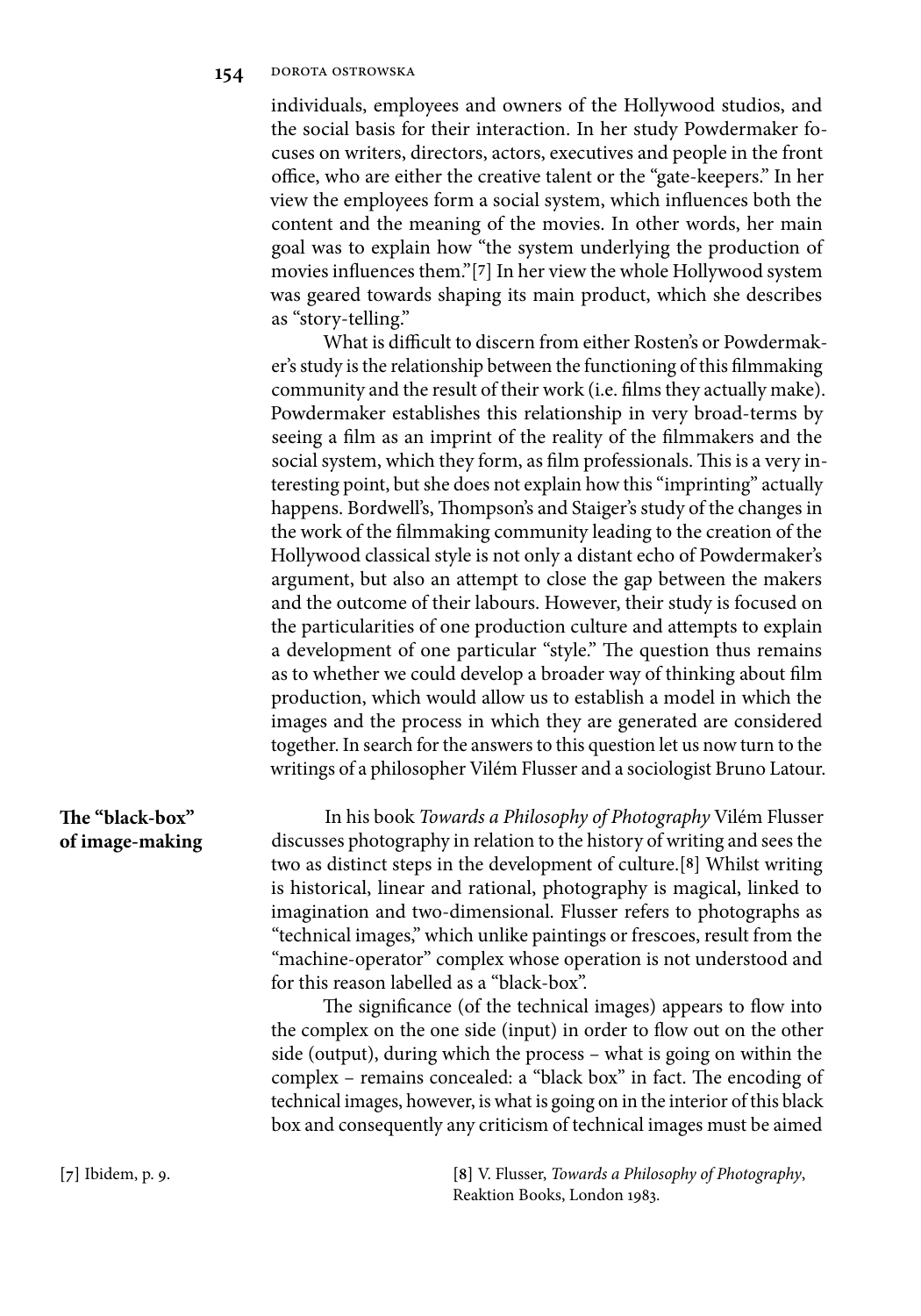individuals, employees and owners of the Hollywood studios, and the social basis for their interaction. In her study Powdermaker focuses on writers, directors, actors, executives and people in the front office, who are either the creative talent or the "gate-keepers." In her view the employees form a social system, which influences both the content and the meaning of the movies. In other words, her main goal was to explain how "the system underlying the production of movies influences them."[7] In her view the whole Hollywood system was geared towards shaping its main product, which she describes as "story-telling."

What is difficult to discern from either Rosten's or Powdermaker's study is the relationship between the functioning of this filmmaking community and the result of their work (i.e. films they actually make). Powdermaker establishes this relationship in very broad-terms by seeing a film as an imprint of the reality of the filmmakers and the social system, which they form, as film professionals. This is a very interesting point, but she does not explain how this "imprinting" actually happens. Bordwell's, Thompson's and Staiger's study of the changes in the work of the filmmaking community leading to the creation of the Hollywood classical style is not only a distant echo of Powdermaker's argument, but also an attempt to close the gap between the makers and the outcome of their labours. However, their study is focused on the particularities of one production culture and attempts to explain a development of one particular "style." The question thus remains as to whether we could develop a broader way of thinking about film production, which would allow us to establish a model in which the images and the process in which they are generated are considered together. In search for the answers to this question let us now turn to the writings of a philosopher Vilém Flusser and a sociologist Bruno Latour.

## The "black-box" of image-making

In his book *Towards a Philosophy of Photography* Vilém Flusser discusses photography in relation to the history of writing and sees the two as distinct steps in the development of culture.[8] Whilst writing is historical, linear and rational, photography is magical, linked to imagination and two-dimensional. Flusser refers to photographs as "technical images," which unlike paintings or frescoes, result from the "machine-operator" complex whose operation is not understood and for this reason labelled as a "black-box".

The significance (of the technical images) appears to flow into the complex on the one side (input) in order to flow out on the other side (output), during which the process – what is going on within the complex – remains concealed: a "black box" in fact. The encoding of technical images, however, is what is going on in the interior of this black box and consequently any criticism of technical images must be aimed

[7] Ibidem, p. 9.

[8] V. Flusser, *Towards a Philosophy of Photography*, Reaktion Books, London 1983.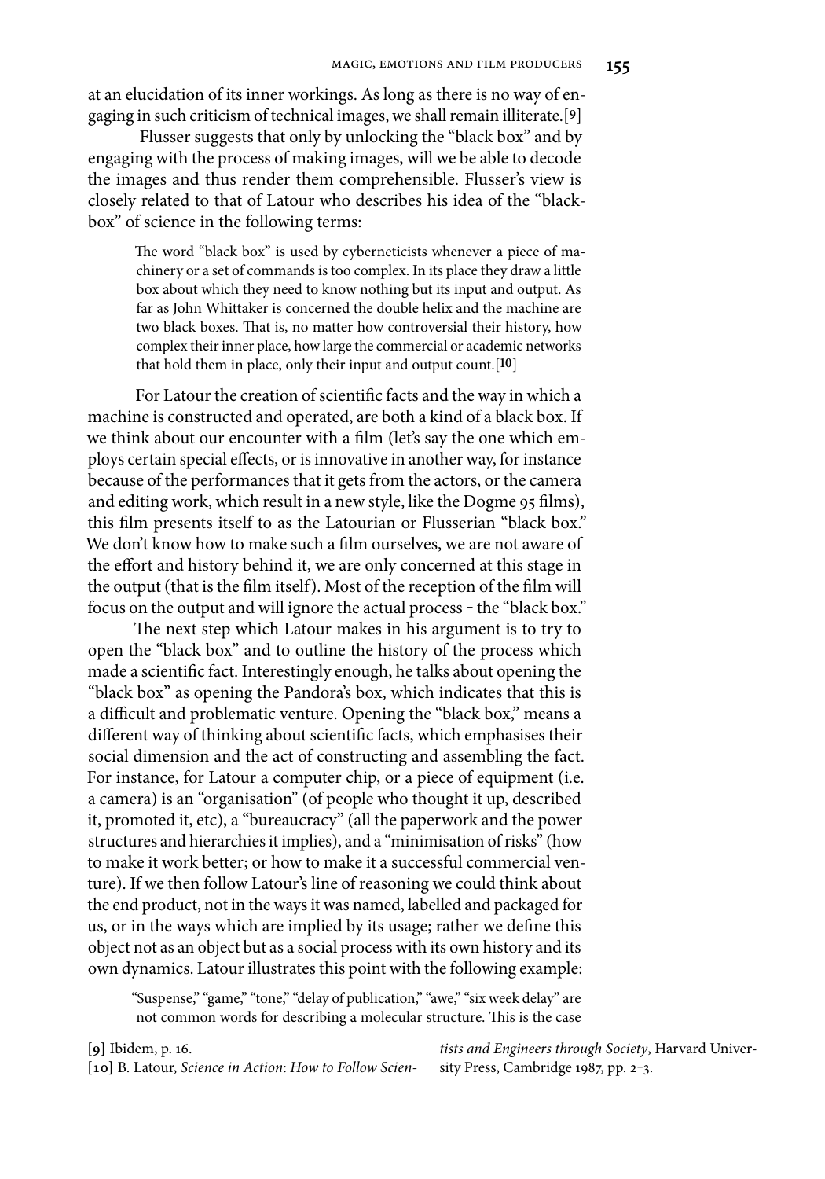at an elucidation of its inner workings. As long as there is no way of engaging in such criticism of technical images, we shall remain illiterate.[9]

Flusser suggests that only by unlocking the "black box" and by engaging with the process of making images, will we be able to decode the images and thus render them comprehensible. Flusser's view is closely related to that of Latour who describes his idea of the "black-box" of science in the following terms:

> The word "black box" is used by cyberneticists whenever a piece of machinery or a set of commands is too complex. In its place they draw a little box about which they need to know nothing but its input and output. As far as John Whittaker is concerned the double helix and the machine are two black boxes. That is, no matter how controversial their history, how complex their inner place, how large the commercial or academic networks that hold them in place, only their input and output count.[10]

For Latour the creation of scientific facts and the way in which a machine is constructed and operated, are both a kind of a black box. If we think about our encounter with a film (let's say the one which employs certain special effects, or is innovative in another way, for instance because of the performances that it gets from the actors, or the camera and editing work, which result in a new style, like the Dogme 95 films), this film presents itself to as the Latourian or Flusserian "black box." We don't know how to make such a film ourselves, we are not aware of the effort and history behind it, we are only concerned at this stage in the output (that is the film itself). Most of the reception of the film will focus on the output and will ignore the actual process – the "black box."

The next step which Latour makes in his argument is to try to open the "black box" and to outline the history of the process which made a scientific fact. Interestingly enough, he talks about opening the "black box" as opening the Pandora's box, which indicates that this is a difficult and problematic venture. Opening the "black box," means a different way of thinking about scientific facts, which emphasises their social dimension and the act of constructing and assembling the fact. For instance, for Latour a computer chip, or a piece of equipment (i.e. a camera) is an "organisation" (of people who thought it up, described it, promoted it, etc), a "bureaucracy" (all the paperwork and the power structures and hierarchies it implies), and a "minimisation of risks" (how to make it work better; or how to make it a successful commercial venture). If we then follow Latour's line of reasoning we could think about the end product, not in the ways it was named, labelled and packaged for us, or in the ways which are implied by its usage; rather we define this object not as an object but as a social process with its own history and its own dynamics. Latour illustrates this point with the following example:

> "Suspense," "game," "tone," "delay of publication," "awe," "six week delay" are not common words for describing a molecular structure. This is the case

[9] Ibidem, p. 16.

[10] B. Latour, *Science in Action: How to Follow Scientists and Engineers through Society*, Harvard University Press, Cambridge 1987, pp. 2–3.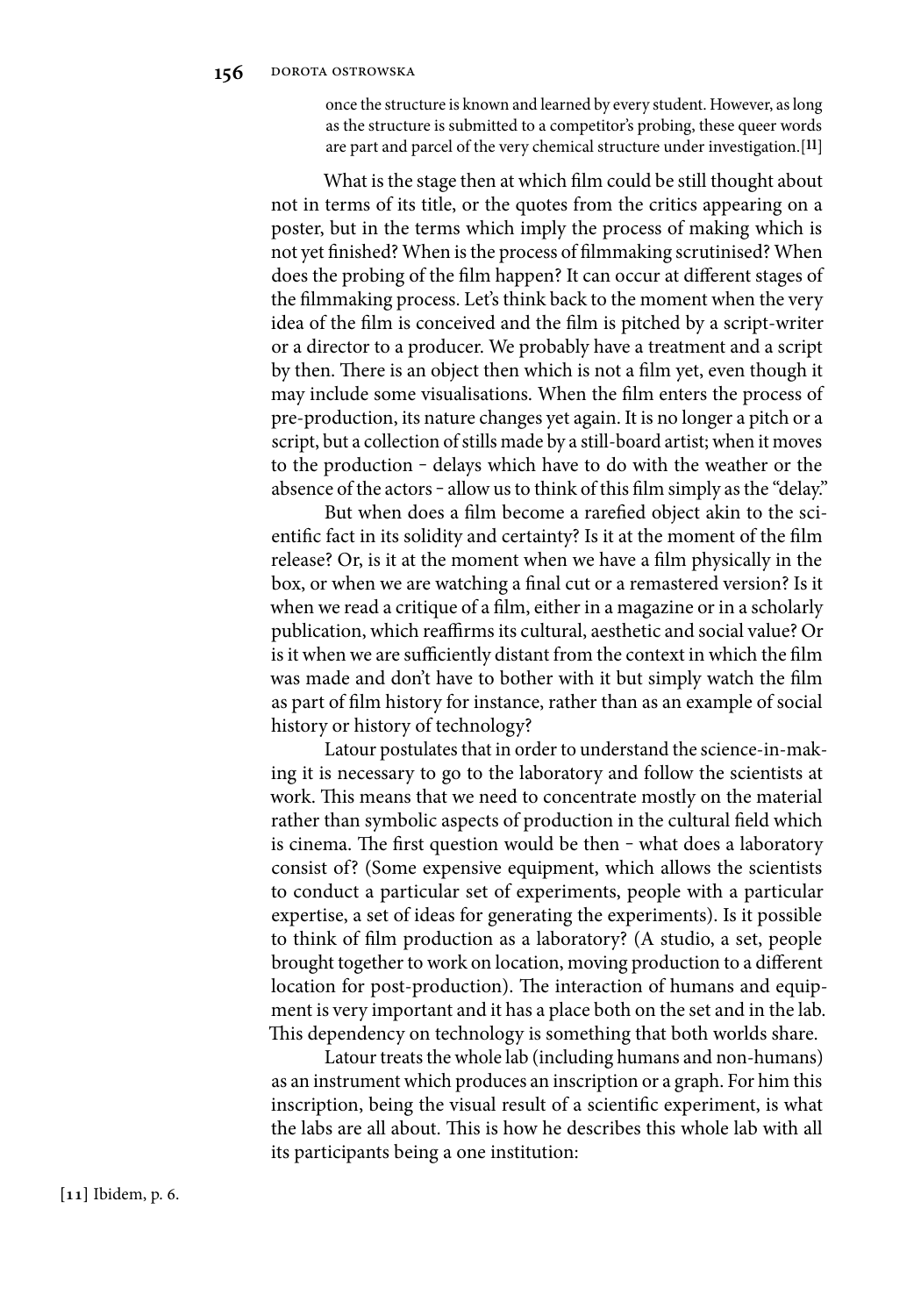> once the structure is known and learned by every student. However, as long as the structure is submitted to a competitor's probing, these queer words are part and parcel of the very chemical structure under investigation.[11]

What is the stage then at which film could be still thought about not in terms of its title, or the quotes from the critics appearing on a poster, but in the terms which imply the process of making which is not yet finished? When is the process of filmmaking scrutinised? When does the probing of the film happen? It can occur at different stages of the filmmaking process. Let's think back to the moment when the very idea of the film is conceived and the film is pitched by a script-writer or a director to a producer. We probably have a treatment and a script by then. There is an object then which is not a film yet, even though it may include some visualisations. When the film enters the process of pre-production, its nature changes yet again. It is no longer a pitch or a script, but a collection of stills made by a still-board artist; when it moves to the production – delays which have to do with the weather or the absence of the actors – allow us to think of this film simply as the "delay."

But when does a film become a rarefied object akin to the scientific fact in its solidity and certainty? Is it at the moment of the film release? Or, is it at the moment when we have a film physically in the box, or when we are watching a final cut or a remastered version? Is it when we read a critique of a film, either in a magazine or in a scholarly publication, which reaffirms its cultural, aesthetic and social value? Or is it when we are sufficiently distant from the context in which the film was made and don't have to bother with it but simply watch the film as part of film history for instance, rather than as an example of social history or history of technology?

Latour postulates that in order to understand the science-in-making it is necessary to go to the laboratory and follow the scientists at work. This means that we need to concentrate mostly on the material rather than symbolic aspects of production in the cultural field which is cinema. The first question would be then – what does a laboratory consist of? (Some expensive equipment, which allows the scientists to conduct a particular set of experiments, people with a particular expertise, a set of ideas for generating the experiments). Is it possible to think of film production as a laboratory? (A studio, a set, people brought together to work on location, moving production to a different location for post-production). The interaction of humans and equipment is very important and it has a place both on the set and in the lab. This dependency on technology is something that both worlds share.

Latour treats the whole lab (including humans and non-humans) as an instrument which produces an inscription or a graph. For him this inscription, being the visual result of a scientific experiment, is what the labs are all about. This is how he describes this whole lab with all its participants being a one institution:

[11] Ibidem, p. 6.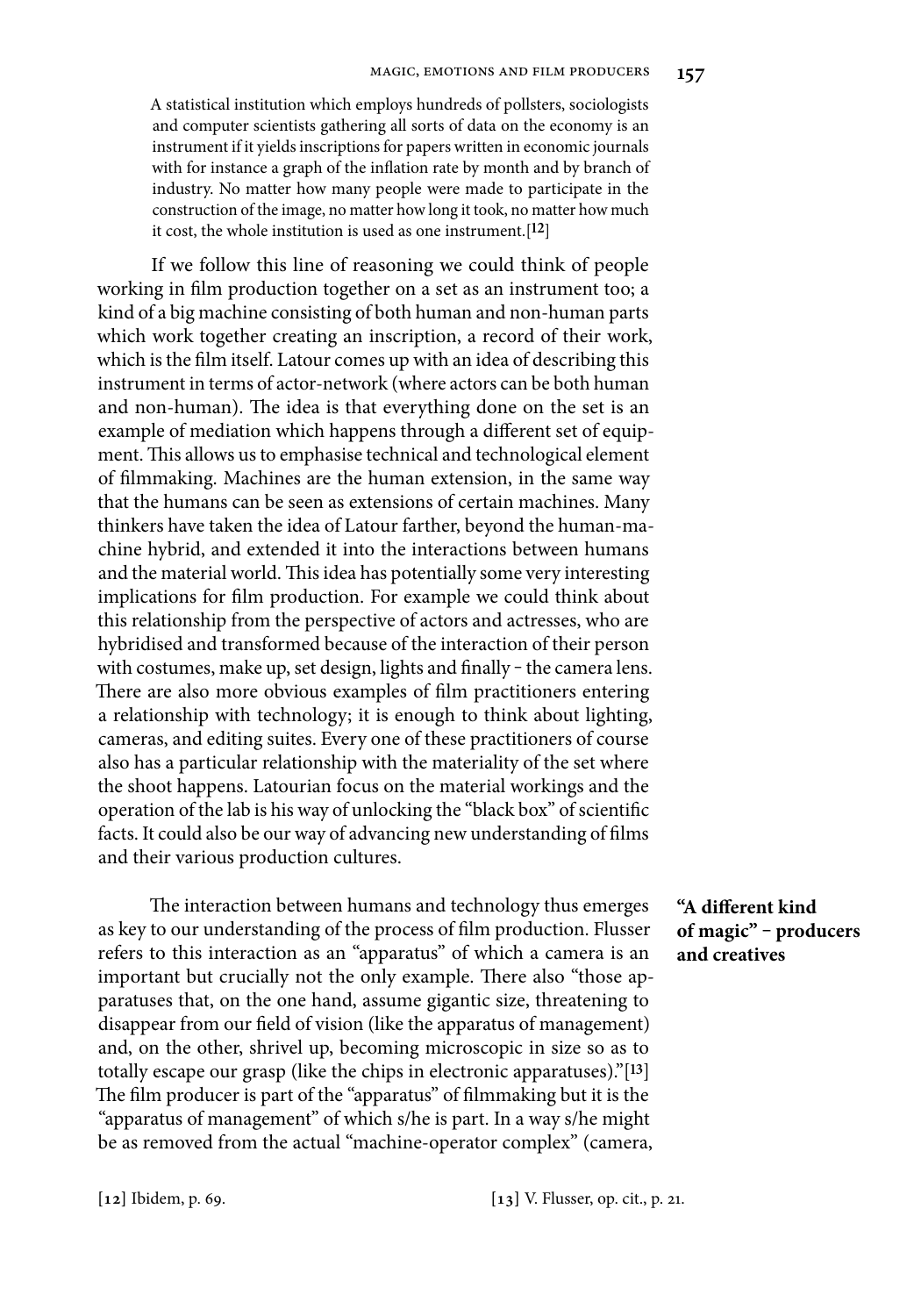> A statistical institution which employs hundreds of pollsters, sociologists and computer scientists gathering all sorts of data on the economy is an instrument if it yields inscriptions for papers written in economic journals with for instance a graph of the inflation rate by month and by branch of industry. No matter how many people were made to participate in the construction of the image, no matter how long it took, no matter how much it cost, the whole institution is used as one instrument.[12]

If we follow this line of reasoning we could think of people working in film production together on a set as an instrument too; a kind of a big machine consisting of both human and non-human parts which work together creating an inscription, a record of their work, which is the film itself. Latour comes up with an idea of describing this instrument in terms of actor-network (where actors can be both human and non-human). The idea is that everything done on the set is an example of mediation which happens through a different set of equipment. This allows us to emphasise technical and technological element of filmmaking. Machines are the human extension, in the same way that the humans can be seen as extensions of certain machines. Many thinkers have taken the idea of Latour farther, beyond the human-machine hybrid, and extended it into the interactions between humans and the material world. This idea has potentially some very interesting implications for film production. For example we could think about this relationship from the perspective of actors and actresses, who are hybridised and transformed because of the interaction of their person with costumes, make up, set design, lights and finally – the camera lens. There are also more obvious examples of film practitioners entering a relationship with technology; it is enough to think about lighting, cameras, and editing suites. Every one of these practitioners of course also has a particular relationship with the materiality of the set where the shoot happens. Latourian focus on the material workings and the operation of the lab is his way of unlocking the "black box" of scientific facts. It could also be our way of advancing new understanding of films and their various production cultures.

## "A different kind of magic" – producers and creatives

The interaction between humans and technology thus emerges as key to our understanding of the process of film production. Flusser refers to this interaction as an "apparatus" of which a camera is an important but crucially not the only example. There also "those apparatuses that, on the one hand, assume gigantic size, threatening to disappear from our field of vision (like the apparatus of management) and, on the other, shrivel up, becoming microscopic in size so as to totally escape our grasp (like the chips in electronic apparatuses)."[13] The film producer is part of the "apparatus" of filmmaking but it is the "apparatus of management" of which s/he is part. In a way s/he might be as removed from the actual "machine-operator complex" (camera,

[12] Ibidem, p. 69.

[13] V. Flusser, op. cit., p. 21.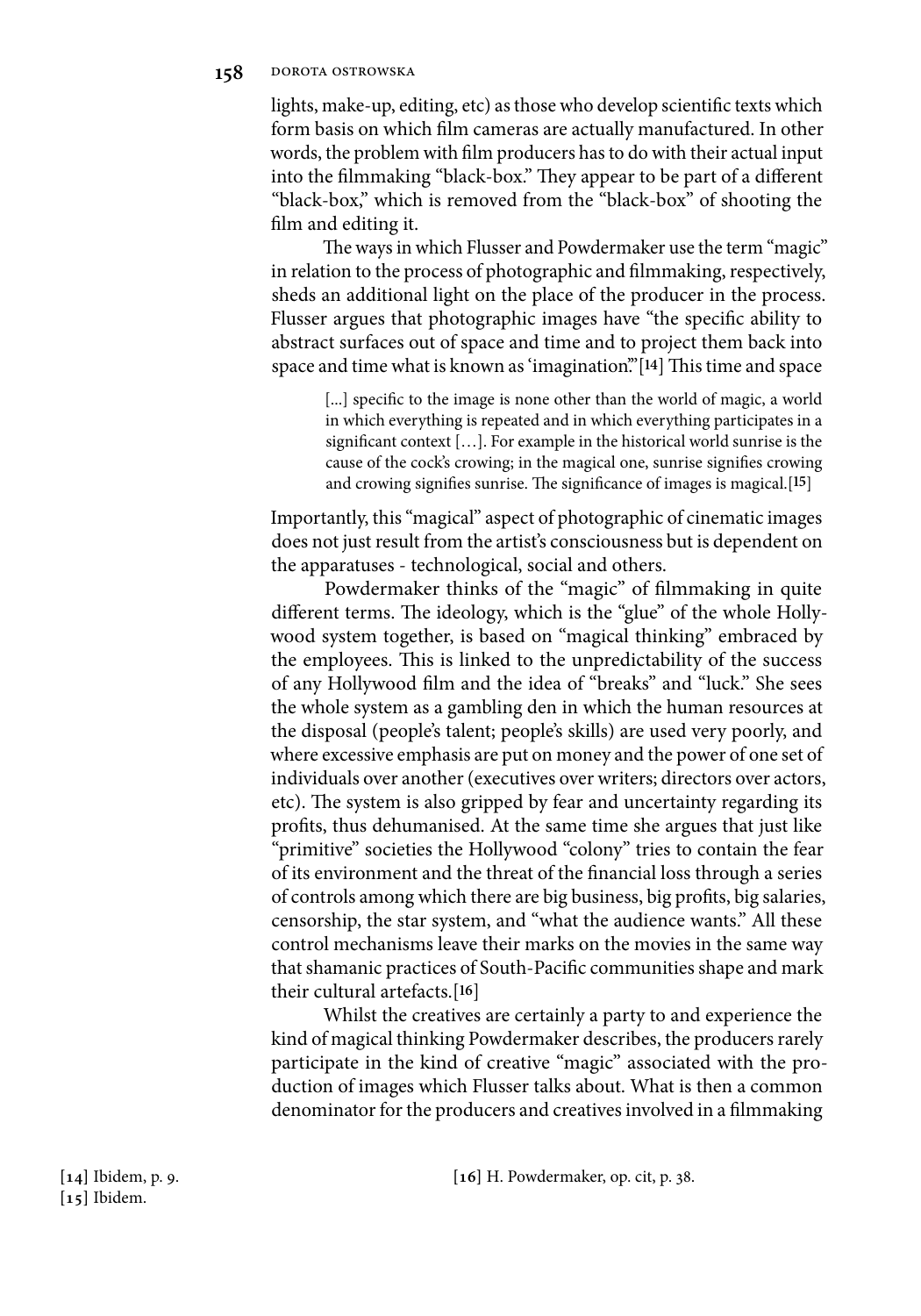lights, make-up, editing, etc) as those who develop scientific texts which form basis on which film cameras are actually manufactured. In other words, the problem with film producers has to do with their actual input into the filmmaking "black-box." They appear to be part of a different "black-box," which is removed from the "black-box" of shooting the film and editing it.

The ways in which Flusser and Powdermaker use the term "magic" in relation to the process of photographic and filmmaking, respectively, sheds an additional light on the place of the producer in the process. Flusser argues that photographic images have "the specific ability to abstract surfaces out of space and time and to project them back into space and time what is known as 'imagination'."[14] This time and space

> [...] specific to the image is none other than the world of magic, a world in which everything is repeated and in which everything participates in a significant context […]. For example in the historical world sunrise is the cause of the cock's crowing; in the magical one, sunrise signifies crowing and crowing signifies sunrise. The significance of images is magical.[15]

Importantly, this "magical" aspect of photographic of cinematic images does not just result from the artist's consciousness but is dependent on the apparatuses - technological, social and others.

Powdermaker thinks of the "magic" of filmmaking in quite different terms. The ideology, which is the "glue" of the whole Hollywood system together, is based on "magical thinking" embraced by the employees. This is linked to the unpredictability of the success of any Hollywood film and the idea of "breaks" and "luck." She sees the whole system as a gambling den in which the human resources at the disposal (people's talent; people's skills) are used very poorly, and where excessive emphasis are put on money and the power of one set of individuals over another (executives over writers; directors over actors, etc). The system is also gripped by fear and uncertainty regarding its profits, thus dehumanised. At the same time she argues that just like "primitive" societies the Hollywood "colony" tries to contain the fear of its environment and the threat of the financial loss through a series of controls among which there are big business, big profits, big salaries, censorship, the star system, and "what the audience wants." All these control mechanisms leave their marks on the movies in the same way that shamanic practices of South-Pacific communities shape and mark their cultural artefacts.[16]

Whilst the creatives are certainly a party to and experience the kind of magical thinking Powdermaker describes, the producers rarely participate in the kind of creative "magic" associated with the production of images which Flusser talks about. What is then a common denominator for the producers and creatives involved in a filmmaking

[14] Ibidem, p. 9.
[15] Ibidem.
[16] H. Powdermaker, op. cit, p. 38.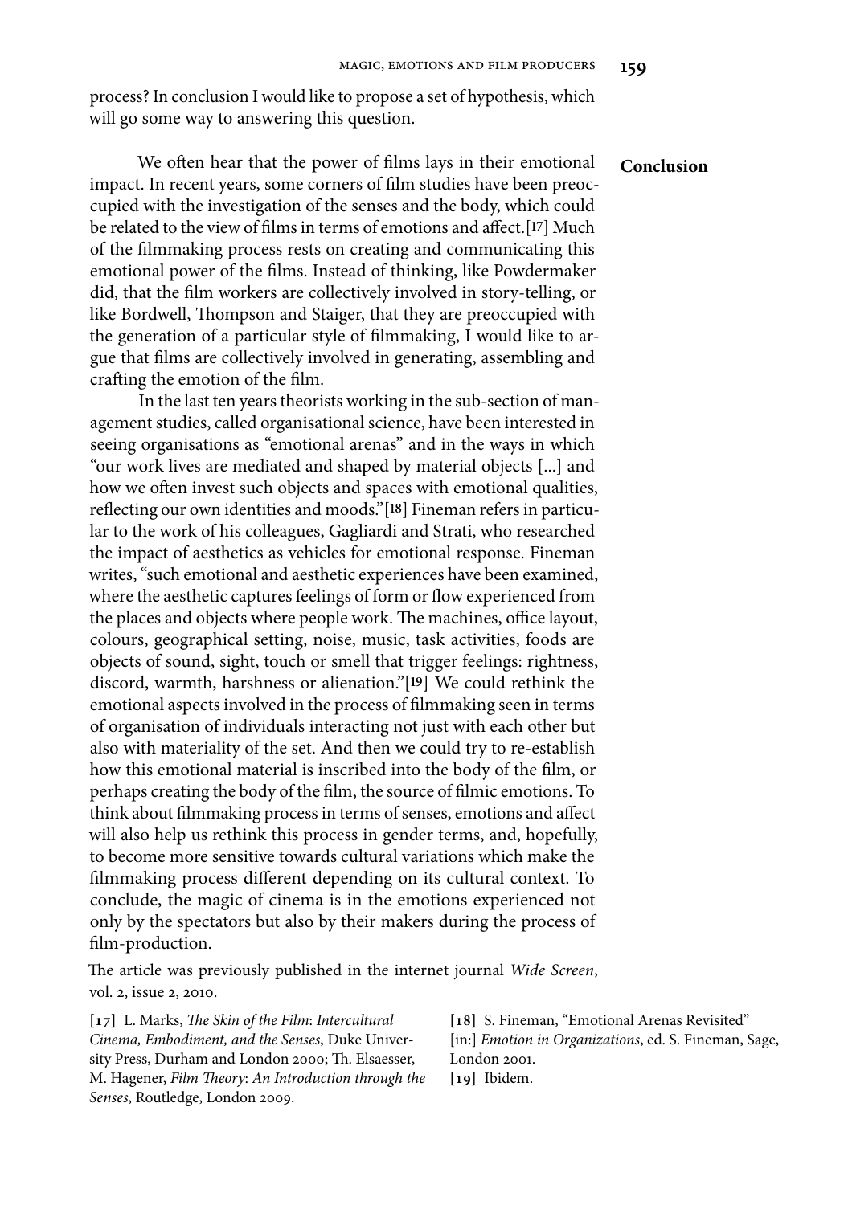process? In conclusion I would like to propose a set of hypothesis, which will go some way to answering this question.

## Conclusion

We often hear that the power of films lays in their emotional impact. In recent years, some corners of film studies have been preoccupied with the investigation of the senses and the body, which could be related to the view of films in terms of emotions and affect.[17] Much of the filmmaking process rests on creating and communicating this emotional power of the films. Instead of thinking, like Powdermaker did, that the film workers are collectively involved in story-telling, or like Bordwell, Thompson and Staiger, that they are preoccupied with the generation of a particular style of filmmaking, I would like to argue that films are collectively involved in generating, assembling and crafting the emotion of the film.

In the last ten years theorists working in the sub-section of management studies, called organisational science, have been interested in seeing organisations as "emotional arenas" and in the ways in which "our work lives are mediated and shaped by material objects [...] and how we often invest such objects and spaces with emotional qualities, reflecting our own identities and moods."[18] Fineman refers in particular to the work of his colleagues, Gagliardi and Strati, who researched the impact of aesthetics as vehicles for emotional response. Fineman writes, "such emotional and aesthetic experiences have been examined, where the aesthetic captures feelings of form or flow experienced from the places and objects where people work. The machines, office layout, colours, geographical setting, noise, music, task activities, foods are objects of sound, sight, touch or smell that trigger feelings: rightness, discord, warmth, harshness or alienation."[19] We could rethink the emotional aspects involved in the process of filmmaking seen in terms of organisation of individuals interacting not just with each other but also with materiality of the set. And then we could try to re-establish how this emotional material is inscribed into the body of the film, or perhaps creating the body of the film, the source of filmic emotions. To think about filmmaking process in terms of senses, emotions and affect will also help us rethink this process in gender terms, and, hopefully, to become more sensitive towards cultural variations which make the filmmaking process different depending on its cultural context. To conclude, the magic of cinema is in the emotions experienced not only by the spectators but also by their makers during the process of film-production.

The article was previously published in the internet journal *Wide Screen*, vol. 2, issue 2, 2010.

[17] L. Marks, *The Skin of the Film: Intercultural Cinema, Embodiment, and the Senses*, Duke University Press, Durham and London 2000; Th. Elsaesser, M. Hagener, *Film Theory: An Introduction through the Senses*, Routledge, London 2009.

[18] S. Fineman, "Emotional Arenas Revisited" [in:] *Emotion in Organizations*, ed. S. Fineman, Sage, London 2001.

[19] Ibidem.